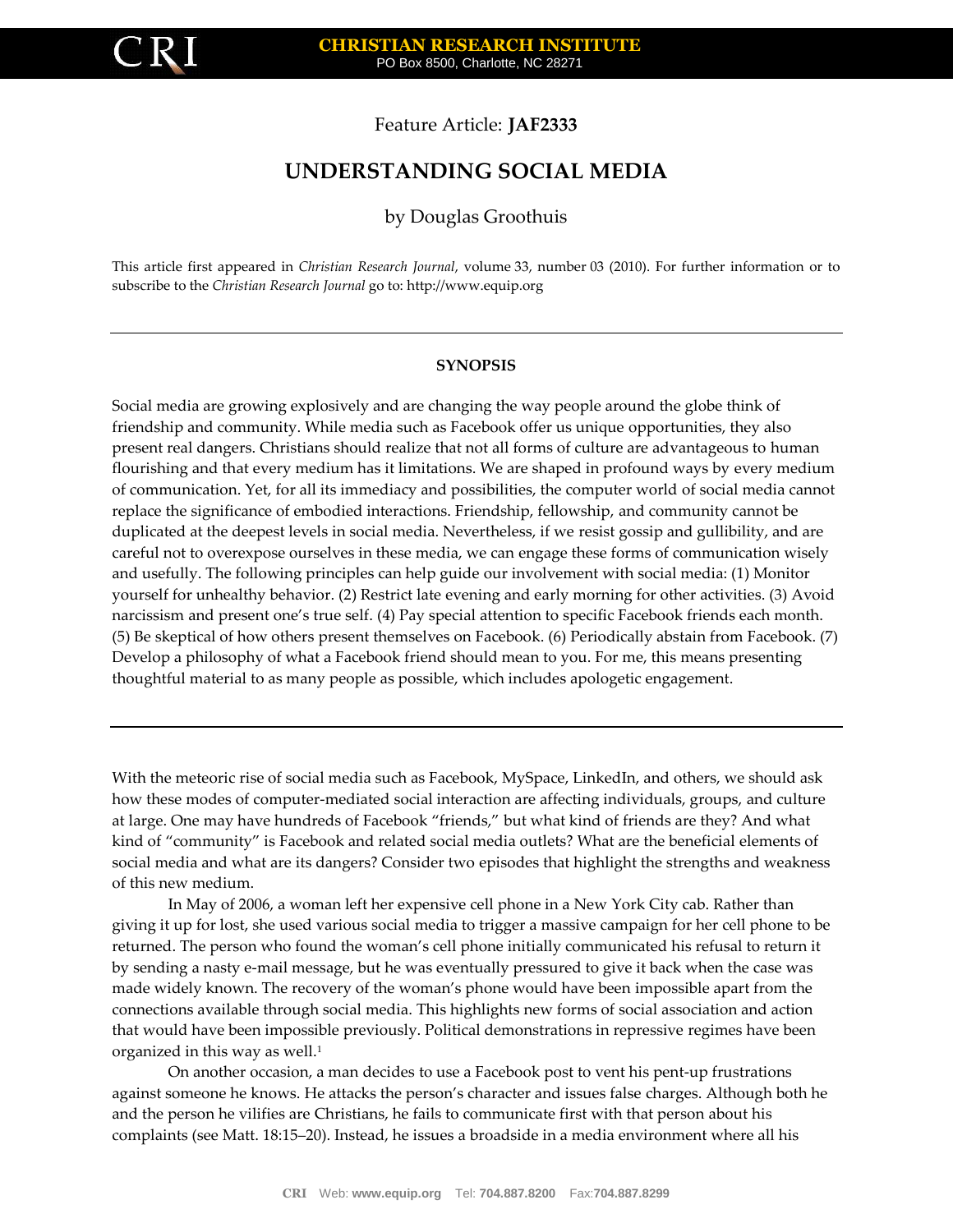Feature Article: **JAF2333**

# UNDERSTANDING SOCIAL MEDIA

by Douglas Groothuis

This article first appeared in *Christian Research Journal*, volume 33, number 03 (2010). For further information or to subscribe to the *Christian Research Journal* go to: http://www.equip.org

---

**SYNOPSIS**

Social media are growing explosively and are changing the way people around the globe think of friendship and community. While media such as Facebook offer us unique opportunities, they also present real dangers. Christians should realize that not all forms of culture are advantageous to human flourishing and that every medium has it limitations. We are shaped in profound ways by every medium of communication. Yet, for all its immediacy and possibilities, the computer world of social media cannot replace the significance of embodied interactions. Friendship, fellowship, and community cannot be duplicated at the deepest levels in social media. Nevertheless, if we resist gossip and gullibility, and are careful not to overexpose ourselves in these media, we can engage these forms of communication wisely and usefully. The following principles can help guide our involvement with social media: (1) Monitor yourself for unhealthy behavior. (2) Restrict late evening and early morning for other activities. (3) Avoid narcissism and present one's true self. (4) Pay special attention to specific Facebook friends each month. (5) Be skeptical of how others present themselves on Facebook. (6) Periodically abstain from Facebook. (7) Develop a philosophy of what a Facebook friend should mean to you. For me, this means presenting thoughtful material to as many people as possible, which includes apologetic engagement.

---

With the meteoric rise of social media such as Facebook, MySpace, LinkedIn, and others, we should ask how these modes of computer-mediated social interaction are affecting individuals, groups, and culture at large. One may have hundreds of Facebook "friends," but what kind of friends are they? And what kind of "community" is Facebook and related social media outlets? What are the beneficial elements of social media and what are its dangers? Consider two episodes that highlight the strengths and weakness of this new medium.

In May of 2006, a woman left her expensive cell phone in a New York City cab. Rather than giving it up for lost, she used various social media to trigger a massive campaign for her cell phone to be returned. The person who found the woman's cell phone initially communicated his refusal to return it by sending a nasty e-mail message, but he was eventually pressured to give it back when the case was made widely known. The recovery of the woman's phone would have been impossible apart from the connections available through social media. This highlights new forms of social association and action that would have been impossible previously. Political demonstrations in repressive regimes have been organized in this way as well.[1]

On another occasion, a man decides to use a Facebook post to vent his pent-up frustrations against someone he knows. He attacks the person's character and issues false charges. Although both he and the person he vilifies are Christians, he fails to communicate first with that person about his complaints (see Matt. 18:15–20). Instead, he issues a broadside in a media environment where all his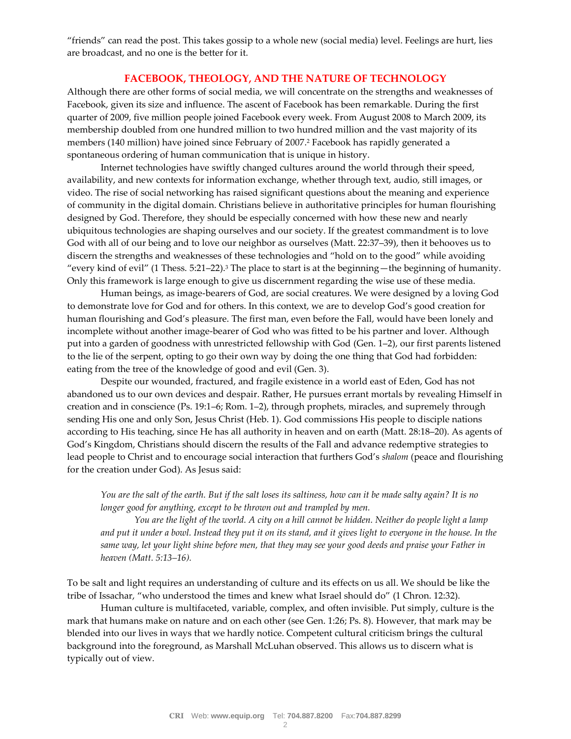"friends" can read the post. This takes gossip to a whole new (social media) level. Feelings are hurt, lies are broadcast, and no one is the better for it.

## FACEBOOK, THEOLOGY, AND THE NATURE OF TECHNOLOGY

Although there are other forms of social media, we will concentrate on the strengths and weaknesses of Facebook, given its size and influence. The ascent of Facebook has been remarkable. During the first quarter of 2009, five million people joined Facebook every week. From August 2008 to March 2009, its membership doubled from one hundred million to two hundred million and the vast majority of its members (140 million) have joined since February of 2007.[2] Facebook has rapidly generated a spontaneous ordering of human communication that is unique in history.

Internet technologies have swiftly changed cultures around the world through their speed, availability, and new contexts for information exchange, whether through text, audio, still images, or video. The rise of social networking has raised significant questions about the meaning and experience of community in the digital domain. Christians believe in authoritative principles for human flourishing designed by God. Therefore, they should be especially concerned with how these new and nearly ubiquitous technologies are shaping ourselves and our society. If the greatest commandment is to love God with all of our being and to love our neighbor as ourselves (Matt. 22:37–39), then it behooves us to discern the strengths and weaknesses of these technologies and "hold on to the good" while avoiding "every kind of evil" (1 Thess. 5:21–22).[3] The place to start is at the beginning—the beginning of humanity. Only this framework is large enough to give us discernment regarding the wise use of these media.

Human beings, as image-bearers of God, are social creatures. We were designed by a loving God to demonstrate love for God and for others. In this context, we are to develop God's good creation for human flourishing and God's pleasure. The first man, even before the Fall, would have been lonely and incomplete without another image-bearer of God who was fitted to be his partner and lover. Although put into a garden of goodness with unrestricted fellowship with God (Gen. 1–2), our first parents listened to the lie of the serpent, opting to go their own way by doing the one thing that God had forbidden: eating from the tree of the knowledge of good and evil (Gen. 3).

Despite our wounded, fractured, and fragile existence in a world east of Eden, God has not abandoned us to our own devices and despair. Rather, He pursues errant mortals by revealing Himself in creation and in conscience (Ps. 19:1–6; Rom. 1–2), through prophets, miracles, and supremely through sending His one and only Son, Jesus Christ (Heb. 1). God commissions His people to disciple nations according to His teaching, since He has all authority in heaven and on earth (Matt. 28:18–20). As agents of God's Kingdom, Christians should discern the results of the Fall and advance redemptive strategies to lead people to Christ and to encourage social interaction that furthers God's *shalom* (peace and flourishing for the creation under God). As Jesus said:

> *You are the salt of the earth. But if the salt loses its saltiness, how can it be made salty again? It is no longer good for anything, except to be thrown out and trampled by men.*
>
> *You are the light of the world. A city on a hill cannot be hidden. Neither do people light a lamp and put it under a bowl. Instead they put it on its stand, and it gives light to everyone in the house. In the same way, let your light shine before men, that they may see your good deeds and praise your Father in heaven (Matt. 5:13–16).*

To be salt and light requires an understanding of culture and its effects on us all. We should be like the tribe of Issachar, "who understood the times and knew what Israel should do" (1 Chron. 12:32).

Human culture is multifaceted, variable, complex, and often invisible. Put simply, culture is the mark that humans make on nature and on each other (see Gen. 1:26; Ps. 8). However, that mark may be blended into our lives in ways that we hardly notice. Competent cultural criticism brings the cultural background into the foreground, as Marshall McLuhan observed. This allows us to discern what is typically out of view.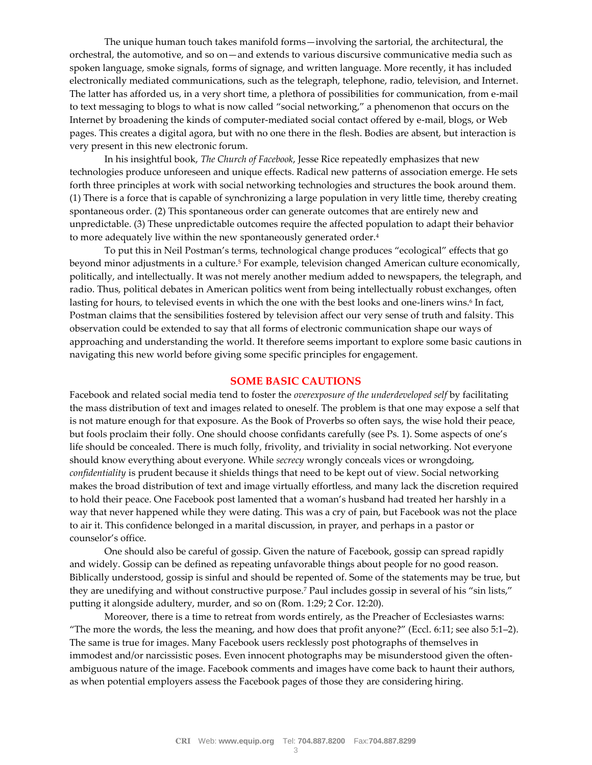The unique human touch takes manifold forms—involving the sartorial, the architectural, the orchestral, the automotive, and so on—and extends to various discursive communicative media such as spoken language, smoke signals, forms of signage, and written language. More recently, it has included electronically mediated communications, such as the telegraph, telephone, radio, television, and Internet. The latter has afforded us, in a very short time, a plethora of possibilities for communication, from e-mail to text messaging to blogs to what is now called "social networking," a phenomenon that occurs on the Internet by broadening the kinds of computer-mediated social contact offered by e-mail, blogs, or Web pages. This creates a digital agora, but with no one there in the flesh. Bodies are absent, but interaction is very present in this new electronic forum.

In his insightful book, *The Church of Facebook*, Jesse Rice repeatedly emphasizes that new technologies produce unforeseen and unique effects. Radical new patterns of association emerge. He sets forth three principles at work with social networking technologies and structures the book around them. (1) There is a force that is capable of synchronizing a large population in very little time, thereby creating spontaneous order. (2) This spontaneous order can generate outcomes that are entirely new and unpredictable. (3) These unpredictable outcomes require the affected population to adapt their behavior to more adequately live within the new spontaneously generated order.[4]

To put this in Neil Postman's terms, technological change produces "ecological" effects that go beyond minor adjustments in a culture.[5] For example, television changed American culture economically, politically, and intellectually. It was not merely another medium added to newspapers, the telegraph, and radio. Thus, political debates in American politics went from being intellectually robust exchanges, often lasting for hours, to televised events in which the one with the best looks and one-liners wins.[6] In fact, Postman claims that the sensibilities fostered by television affect our very sense of truth and falsity. This observation could be extended to say that all forms of electronic communication shape our ways of approaching and understanding the world. It therefore seems important to explore some basic cautions in navigating this new world before giving some specific principles for engagement.

## SOME BASIC CAUTIONS

Facebook and related social media tend to foster the *overexposure of the underdeveloped self* by facilitating the mass distribution of text and images related to oneself. The problem is that one may expose a self that is not mature enough for that exposure. As the Book of Proverbs so often says, the wise hold their peace, but fools proclaim their folly. One should choose confidants carefully (see Ps. 1). Some aspects of one's life should be concealed. There is much folly, frivolity, and triviality in social networking. Not everyone should know everything about everyone. While *secrecy* wrongly conceals vices or wrongdoing, *confidentiality* is prudent because it shields things that need to be kept out of view. Social networking makes the broad distribution of text and image virtually effortless, and many lack the discretion required to hold their peace. One Facebook post lamented that a woman's husband had treated her harshly in a way that never happened while they were dating. This was a cry of pain, but Facebook was not the place to air it. This confidence belonged in a marital discussion, in prayer, and perhaps in a pastor or counselor's office.

One should also be careful of gossip. Given the nature of Facebook, gossip can spread rapidly and widely. Gossip can be defined as repeating unfavorable things about people for no good reason. Biblically understood, gossip is sinful and should be repented of. Some of the statements may be true, but they are unedifying and without constructive purpose.[7] Paul includes gossip in several of his "sin lists," putting it alongside adultery, murder, and so on (Rom. 1:29; 2 Cor. 12:20).

Moreover, there is a time to retreat from words entirely, as the Preacher of Ecclesiastes warns: "The more the words, the less the meaning, and how does that profit anyone?" (Eccl. 6:11; see also 5:1–2). The same is true for images. Many Facebook users recklessly post photographs of themselves in immodest and/or narcissistic poses. Even innocent photographs may be misunderstood given the often-ambiguous nature of the image. Facebook comments and images have come back to haunt their authors, as when potential employers assess the Facebook pages of those they are considering hiring.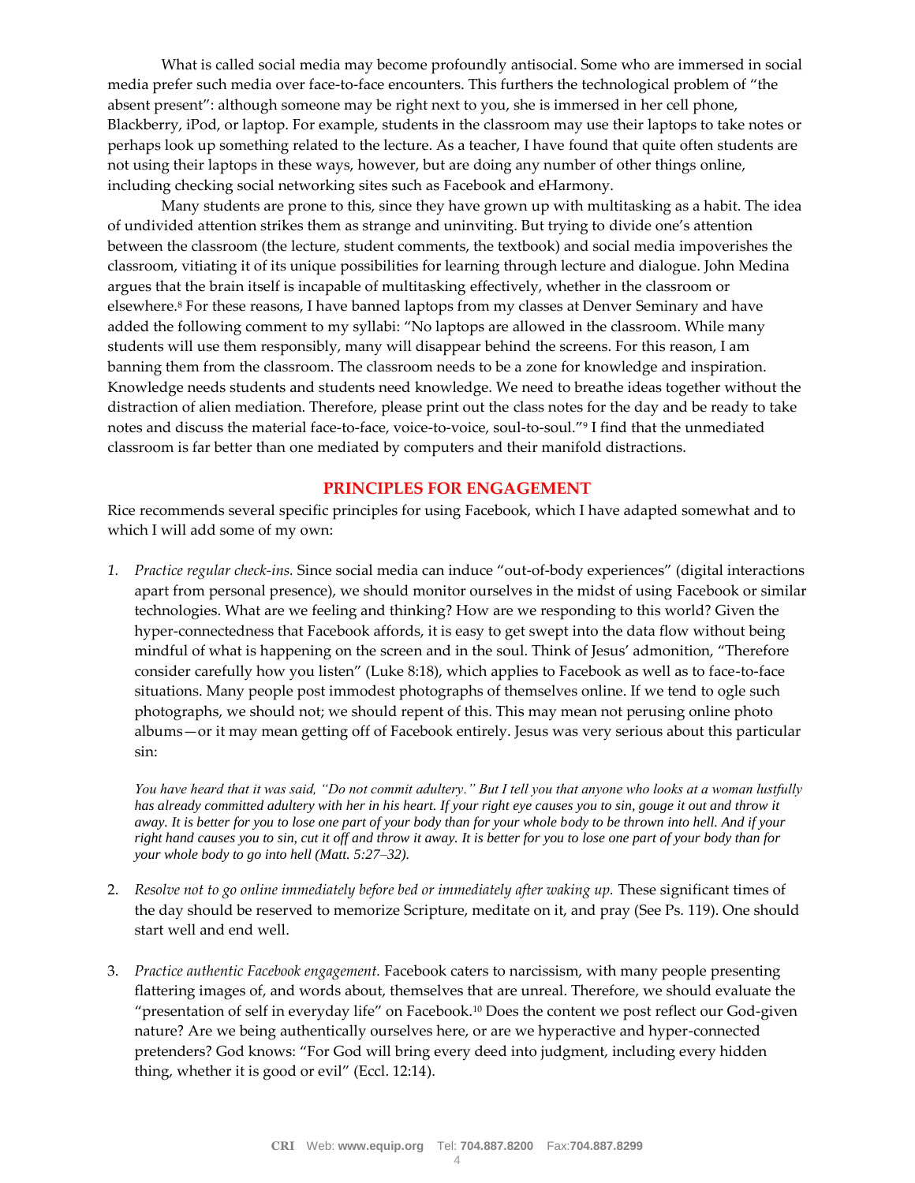What is called social media may become profoundly antisocial. Some who are immersed in social media prefer such media over face-to-face encounters. This furthers the technological problem of "the absent present": although someone may be right next to you, she is immersed in her cell phone, Blackberry, iPod, or laptop. For example, students in the classroom may use their laptops to take notes or perhaps look up something related to the lecture. As a teacher, I have found that quite often students are not using their laptops in these ways, however, but are doing any number of other things online, including checking social networking sites such as Facebook and eHarmony.

Many students are prone to this, since they have grown up with multitasking as a habit. The idea of undivided attention strikes them as strange and uninviting. But trying to divide one's attention between the classroom (the lecture, student comments, the textbook) and social media impoverishes the classroom, vitiating it of its unique possibilities for learning through lecture and dialogue. John Medina argues that the brain itself is incapable of multitasking effectively, whether in the classroom or elsewhere.[8] For these reasons, I have banned laptops from my classes at Denver Seminary and have added the following comment to my syllabi: "No laptops are allowed in the classroom. While many students will use them responsibly, many will disappear behind the screens. For this reason, I am banning them from the classroom. The classroom needs to be a zone for knowledge and inspiration. Knowledge needs students and students need knowledge. We need to breathe ideas together without the distraction of alien mediation. Therefore, please print out the class notes for the day and be ready to take notes and discuss the material face-to-face, voice-to-voice, soul-to-soul."[9] I find that the unmediated classroom is far better than one mediated by computers and their manifold distractions.

## PRINCIPLES FOR ENGAGEMENT

Rice recommends several specific principles for using Facebook, which I have adapted somewhat and to which I will add some of my own:

1. *Practice regular check-ins.* Since social media can induce "out-of-body experiences" (digital interactions apart from personal presence), we should monitor ourselves in the midst of using Facebook or similar technologies. What are we feeling and thinking? How are we responding to this world? Given the hyper-connectedness that Facebook affords, it is easy to get swept into the data flow without being mindful of what is happening on the screen and in the soul. Think of Jesus' admonition, "Therefore consider carefully how you listen" (Luke 8:18), which applies to Facebook as well as to face-to-face situations. Many people post immodest photographs of themselves online. If we tend to ogle such photographs, we should not; we should repent of this. This may mean not perusing online photo albums—or it may mean getting off of Facebook entirely. Jesus was very serious about this particular sin:

   > *You have heard that it was said, "Do not commit adultery." But I tell you that anyone who looks at a woman lustfully has already committed adultery with her in his heart. If your right eye causes you to sin, gouge it out and throw it away. It is better for you to lose one part of your body than for your whole body to be thrown into hell. And if your right hand causes you to sin, cut it off and throw it away. It is better for you to lose one part of your body than for your whole body to go into hell (Matt. 5:27–32).*

2. *Resolve not to go online immediately before bed or immediately after waking up.* These significant times of the day should be reserved to memorize Scripture, meditate on it, and pray (See Ps. 119). One should start well and end well.

3. *Practice authentic Facebook engagement.* Facebook caters to narcissism, with many people presenting flattering images of, and words about, themselves that are unreal. Therefore, we should evaluate the "presentation of self in everyday life" on Facebook.[10] Does the content we post reflect our God-given nature? Are we being authentically ourselves here, or are we hyperactive and hyper-connected pretenders? God knows: "For God will bring every deed into judgment, including every hidden thing, whether it is good or evil" (Eccl. 12:14).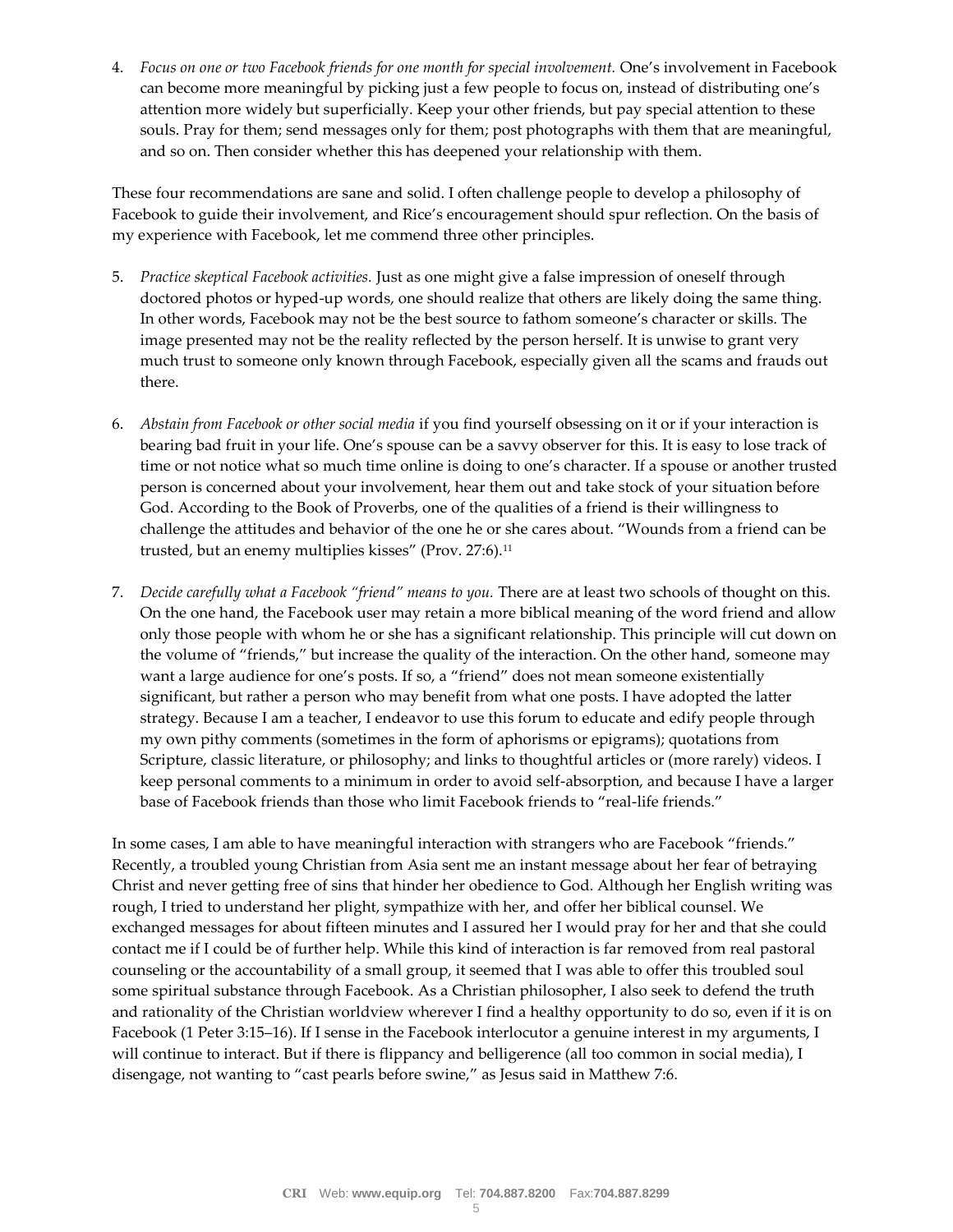4. *Focus on one or two Facebook friends for one month for special involvement.* One's involvement in Facebook can become more meaningful by picking just a few people to focus on, instead of distributing one's attention more widely but superficially. Keep your other friends, but pay special attention to these souls. Pray for them; send messages only for them; post photographs with them that are meaningful, and so on. Then consider whether this has deepened your relationship with them.

These four recommendations are sane and solid. I often challenge people to develop a philosophy of Facebook to guide their involvement, and Rice's encouragement should spur reflection. On the basis of my experience with Facebook, let me commend three other principles.

5. *Practice skeptical Facebook activities.* Just as one might give a false impression of oneself through doctored photos or hyped-up words, one should realize that others are likely doing the same thing. In other words, Facebook may not be the best source to fathom someone's character or skills. The image presented may not be the reality reflected by the person herself. It is unwise to grant very much trust to someone only known through Facebook, especially given all the scams and frauds out there.

6. *Abstain from Facebook or other social media* if you find yourself obsessing on it or if your interaction is bearing bad fruit in your life. One's spouse can be a savvy observer for this. It is easy to lose track of time or not notice what so much time online is doing to one's character. If a spouse or another trusted person is concerned about your involvement, hear them out and take stock of your situation before God. According to the Book of Proverbs, one of the qualities of a friend is their willingness to challenge the attitudes and behavior of the one he or she cares about. "Wounds from a friend can be trusted, but an enemy multiplies kisses" (Prov. 27:6).[11]

7. *Decide carefully what a Facebook "friend" means to you.* There are at least two schools of thought on this. On the one hand, the Facebook user may retain a more biblical meaning of the word friend and allow only those people with whom he or she has a significant relationship. This principle will cut down on the volume of "friends," but increase the quality of the interaction. On the other hand, someone may want a large audience for one's posts. If so, a "friend" does not mean someone existentially significant, but rather a person who may benefit from what one posts. I have adopted the latter strategy. Because I am a teacher, I endeavor to use this forum to educate and edify people through my own pithy comments (sometimes in the form of aphorisms or epigrams); quotations from Scripture, classic literature, or philosophy; and links to thoughtful articles or (more rarely) videos. I keep personal comments to a minimum in order to avoid self-absorption, and because I have a larger base of Facebook friends than those who limit Facebook friends to "real-life friends."

In some cases, I am able to have meaningful interaction with strangers who are Facebook "friends." Recently, a troubled young Christian from Asia sent me an instant message about her fear of betraying Christ and never getting free of sins that hinder her obedience to God. Although her English writing was rough, I tried to understand her plight, sympathize with her, and offer her biblical counsel. We exchanged messages for about fifteen minutes and I assured her I would pray for her and that she could contact me if I could be of further help. While this kind of interaction is far removed from real pastoral counseling or the accountability of a small group, it seemed that I was able to offer this troubled soul some spiritual substance through Facebook. As a Christian philosopher, I also seek to defend the truth and rationality of the Christian worldview wherever I find a healthy opportunity to do so, even if it is on Facebook (1 Peter 3:15–16). If I sense in the Facebook interlocutor a genuine interest in my arguments, I will continue to interact. But if there is flippancy and belligerence (all too common in social media), I disengage, not wanting to "cast pearls before swine," as Jesus said in Matthew 7:6.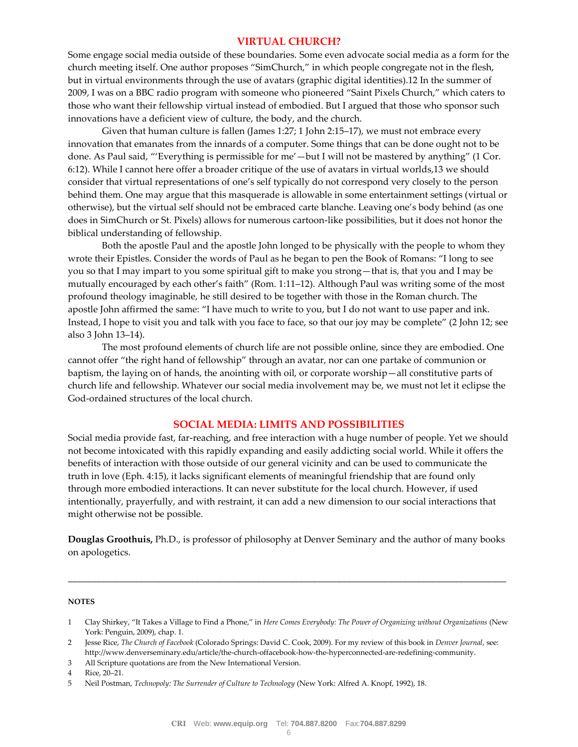## VIRTUAL CHURCH?

Some engage social media outside of these boundaries. Some even advocate social media as a form for the church meeting itself. One author proposes "SimChurch," in which people congregate not in the flesh, but in virtual environments through the use of avatars (graphic digital identities).12 In the summer of 2009, I was on a BBC radio program with someone who pioneered "Saint Pixels Church," which caters to those who want their fellowship virtual instead of embodied. But I argued that those who sponsor such innovations have a deficient view of culture, the body, and the church.

Given that human culture is fallen (James 1:27; 1 John 2:15–17), we must not embrace every innovation that emanates from the innards of a computer. Some things that can be done ought not to be done. As Paul said, "'Everything is permissible for me'—but I will not be mastered by anything" (1 Cor. 6:12). While I cannot here offer a broader critique of the use of avatars in virtual worlds,13 we should consider that virtual representations of one's self typically do not correspond very closely to the person behind them. One may argue that this masquerade is allowable in some entertainment settings (virtual or otherwise), but the virtual self should not be embraced carte blanche. Leaving one's body behind (as one does in SimChurch or St. Pixels) allows for numerous cartoon-like possibilities, but it does not honor the biblical understanding of fellowship.

Both the apostle Paul and the apostle John longed to be physically with the people to whom they wrote their Epistles. Consider the words of Paul as he began to pen the Book of Romans: "I long to see you so that I may impart to you some spiritual gift to make you strong—that is, that you and I may be mutually encouraged by each other's faith" (Rom. 1:11–12). Although Paul was writing some of the most profound theology imaginable, he still desired to be together with those in the Roman church. The apostle John affirmed the same: "I have much to write to you, but I do not want to use paper and ink. Instead, I hope to visit you and talk with you face to face, so that our joy may be complete" (2 John 12; see also 3 John 13–14).

The most profound elements of church life are not possible online, since they are embodied. One cannot offer "the right hand of fellowship" through an avatar, nor can one partake of communion or baptism, the laying on of hands, the anointing with oil, or corporate worship—all constitutive parts of church life and fellowship. Whatever our social media involvement may be, we must not let it eclipse the God-ordained structures of the local church.

## SOCIAL MEDIA: LIMITS AND POSSIBILITIES

Social media provide fast, far-reaching, and free interaction with a huge number of people. Yet we should not become intoxicated with this rapidly expanding and easily addicting social world. While it offers the benefits of interaction with those outside of our general vicinity and can be used to communicate the truth in love (Eph. 4:15), it lacks significant elements of meaningful friendship that are found only through more embodied interactions. It can never substitute for the local church. However, if used intentionally, prayerfully, and with restraint, it can add a new dimension to our social interactions that might otherwise not be possible.

**Douglas Groothuis,** Ph.D., is professor of philosophy at Denver Seminary and the author of many books on apologetics.

---

**NOTES**

1 Clay Shirkey, "It Takes a Village to Find a Phone," in *Here Comes Everybody: The Power of Organizing without Organizations* (New York: Penguin, 2009), chap. 1.

2 Jesse Rice, *The Church of Facebook* (Colorado Springs: David C. Cook, 2009). For my review of this book in *Denver Journal*, see: http://www.denverseminary.edu/article/the-church-offacebook-how-the-hyperconnected-are-redefining-community.

3 All Scripture quotations are from the New International Version.

4 Rice, 20–21.

5 Neil Postman, *Technopoly: The Surrender of Culture to Technology* (New York: Alfred A. Knopf, 1992), 18.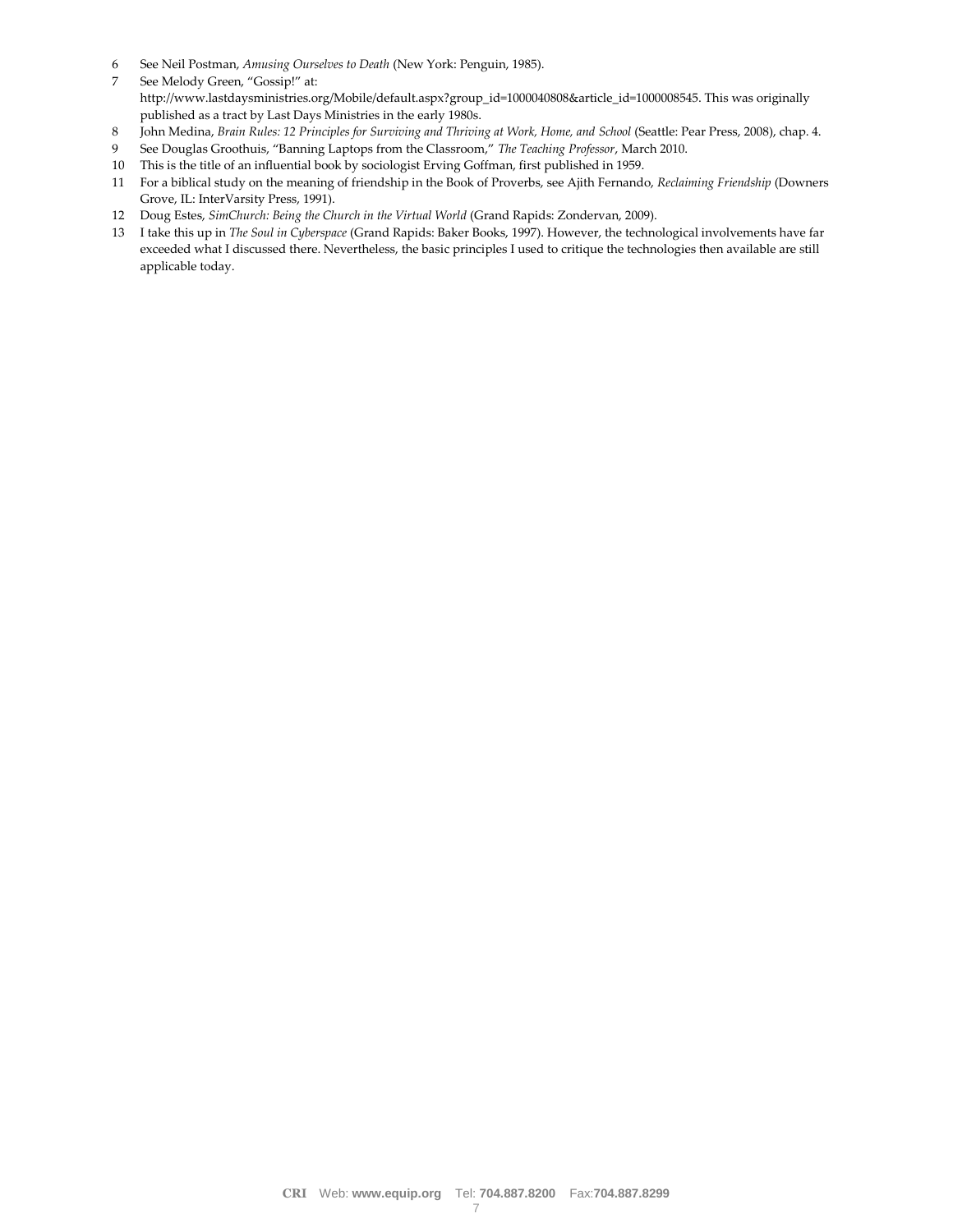6 See Neil Postman, *Amusing Ourselves to Death* (New York: Penguin, 1985).

7 See Melody Green, "Gossip!" at: http://www.lastdaysministries.org/Mobile/default.aspx?group_id=1000040808&article_id=1000008545. This was originally published as a tract by Last Days Ministries in the early 1980s.

8 John Medina, *Brain Rules: 12 Principles for Surviving and Thriving at Work, Home, and School* (Seattle: Pear Press, 2008), chap. 4.

9 See Douglas Groothuis, "Banning Laptops from the Classroom," *The Teaching Professor*, March 2010.

10 This is the title of an influential book by sociologist Erving Goffman, first published in 1959.

11 For a biblical study on the meaning of friendship in the Book of Proverbs, see Ajith Fernando, *Reclaiming Friendship* (Downers Grove, IL: InterVarsity Press, 1991).

12 Doug Estes, *SimChurch: Being the Church in the Virtual World* (Grand Rapids: Zondervan, 2009).

13 I take this up in *The Soul in Cyberspace* (Grand Rapids: Baker Books, 1997). However, the technological involvements have far exceeded what I discussed there. Nevertheless, the basic principles I used to critique the technologies then available are still applicable today.